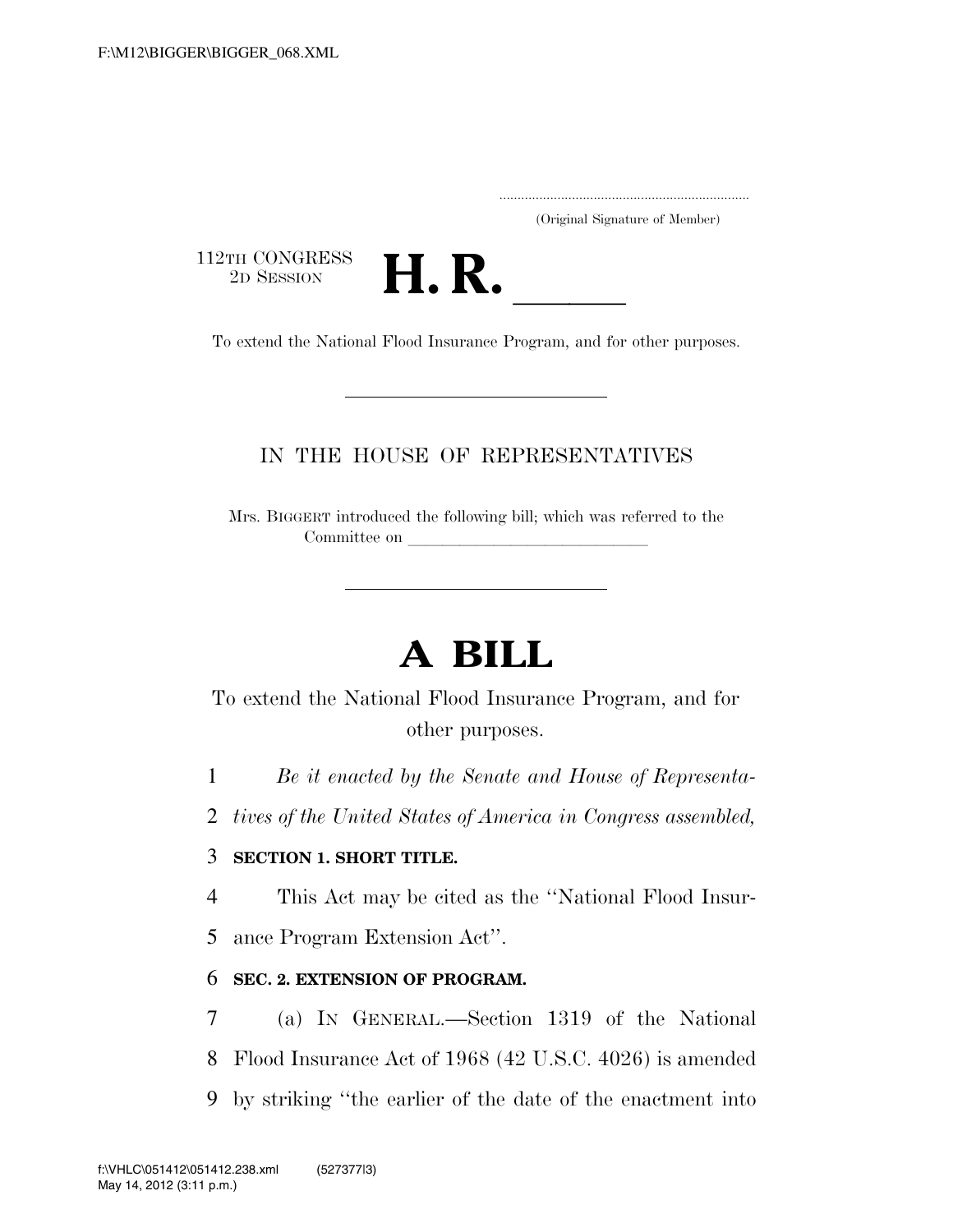(Original Signature of Member)

112TH CONGRESS
2D SESSION

# H. R. \_\_\_\_\_

To extend the National Flood Insurance Program, and for other purposes.

IN THE HOUSE OF REPRESENTATIVES

Mrs. BIGGERT introduced the following bill; which was referred to the Committee on \_\_\_\_\_\_\_\_\_\_\_\_\_\_\_\_\_\_\_\_\_\_\_\_\_\_\_\_

# A BILL

To extend the National Flood Insurance Program, and for other purposes.

1 *Be it enacted by the Senate and House of Representa-*
2 *tives of the United States of America in Congress assembled,*

3 **SECTION 1. SHORT TITLE.**

4 This Act may be cited as the ''National Flood Insur-
5 ance Program Extension Act''.

6 **SEC. 2. EXTENSION OF PROGRAM.**

7 (a) IN GENERAL.—Section 1319 of the National
8 Flood Insurance Act of 1968 (42 U.S.C. 4026) is amended
9 by striking ''the earlier of the date of the enactment into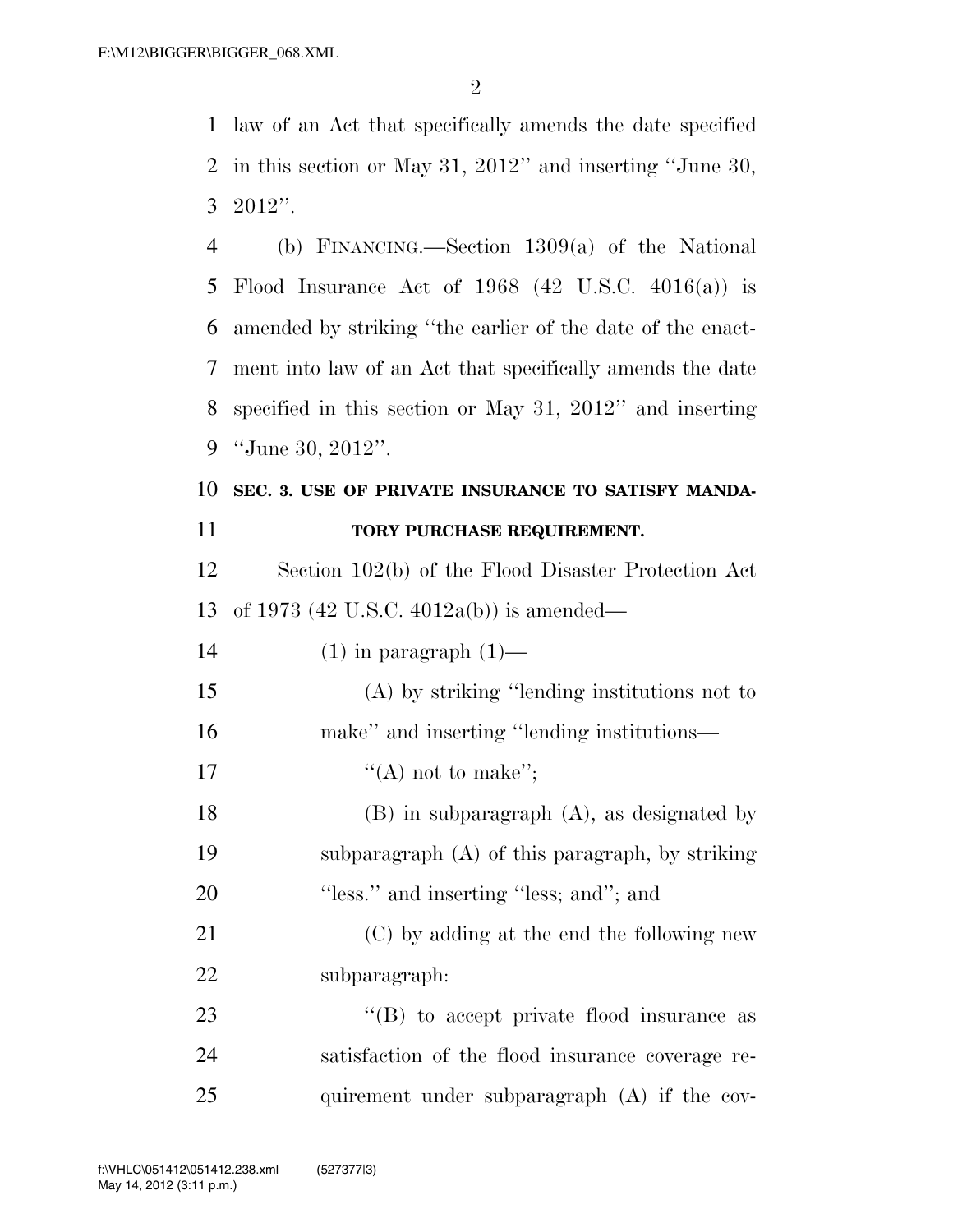law of an Act that specifically amends the date specified in this section or May 31, 2012'' and inserting ''June 30, 2012''.

(b) FINANCING.—Section 1309(a) of the National Flood Insurance Act of 1968 (42 U.S.C. 4016(a)) is amended by striking ''the earlier of the date of the enactment into law of an Act that specifically amends the date specified in this section or May 31, 2012'' and inserting ''June 30, 2012''.

**SEC. 3. USE OF PRIVATE INSURANCE TO SATISFY MANDATORY PURCHASE REQUIREMENT.**

Section 102(b) of the Flood Disaster Protection Act of 1973 (42 U.S.C. 4012a(b)) is amended—

(1) in paragraph (1)—

(A) by striking ''lending institutions not to make'' and inserting ''lending institutions—

''(A) not to make'';

(B) in subparagraph (A), as designated by subparagraph (A) of this paragraph, by striking ''less.'' and inserting ''less; and''; and

(C) by adding at the end the following new subparagraph:

''(B) to accept private flood insurance as satisfaction of the flood insurance coverage requirement under subparagraph (A) if the cov-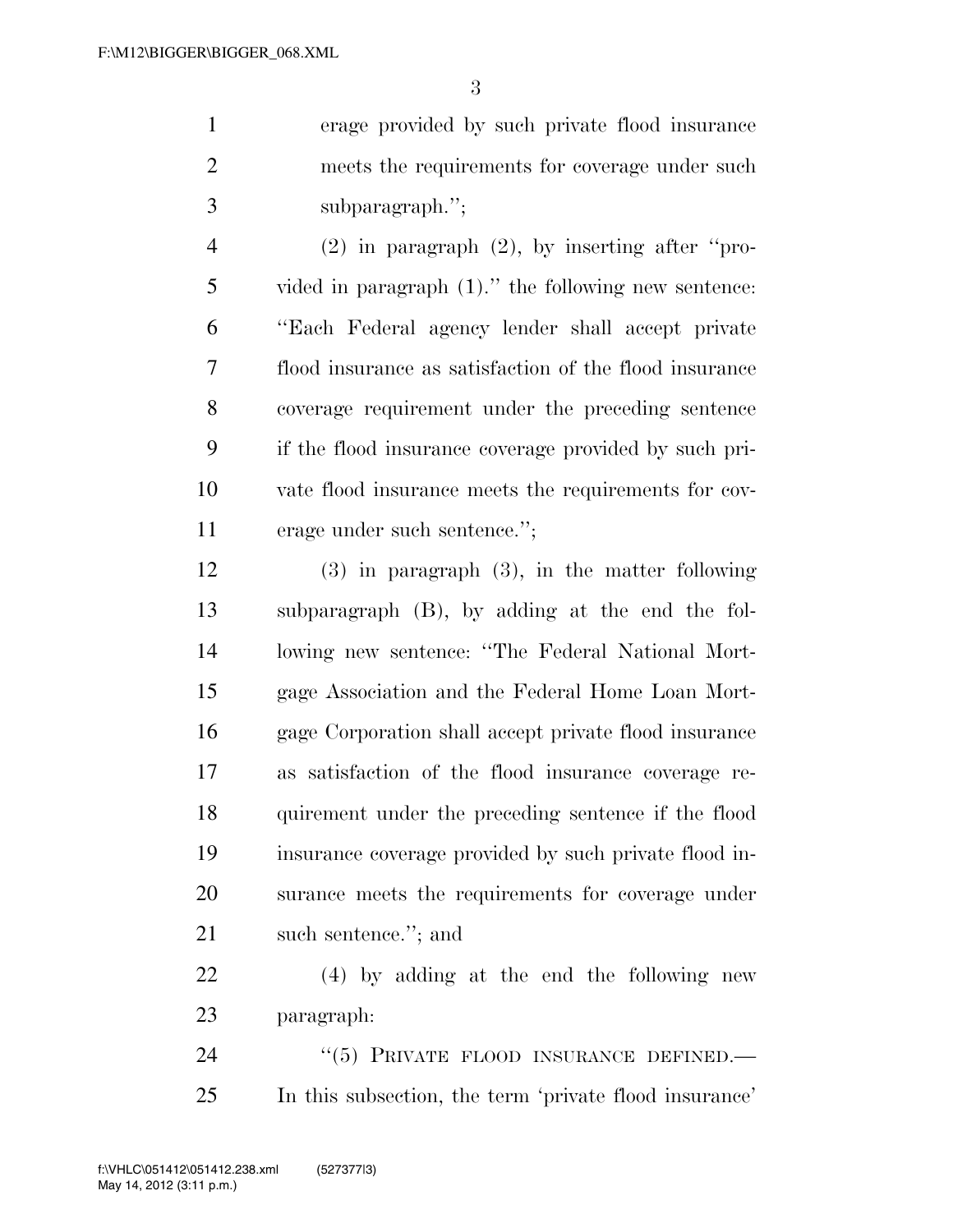erage provided by such private flood insurance meets the requirements for coverage under such subparagraph.'';

(2) in paragraph (2), by inserting after ''provided in paragraph (1).'' the following new sentence: ''Each Federal agency lender shall accept private flood insurance as satisfaction of the flood insurance coverage requirement under the preceding sentence if the flood insurance coverage provided by such private flood insurance meets the requirements for coverage under such sentence.'';

(3) in paragraph (3), in the matter following subparagraph (B), by adding at the end the following new sentence: ''The Federal National Mortgage Association and the Federal Home Loan Mortgage Corporation shall accept private flood insurance as satisfaction of the flood insurance coverage requirement under the preceding sentence if the flood insurance coverage provided by such private flood insurance meets the requirements for coverage under such sentence.''; and

(4) by adding at the end the following new paragraph:

''(5) PRIVATE FLOOD INSURANCE DEFINED.—In this subsection, the term 'private flood insurance'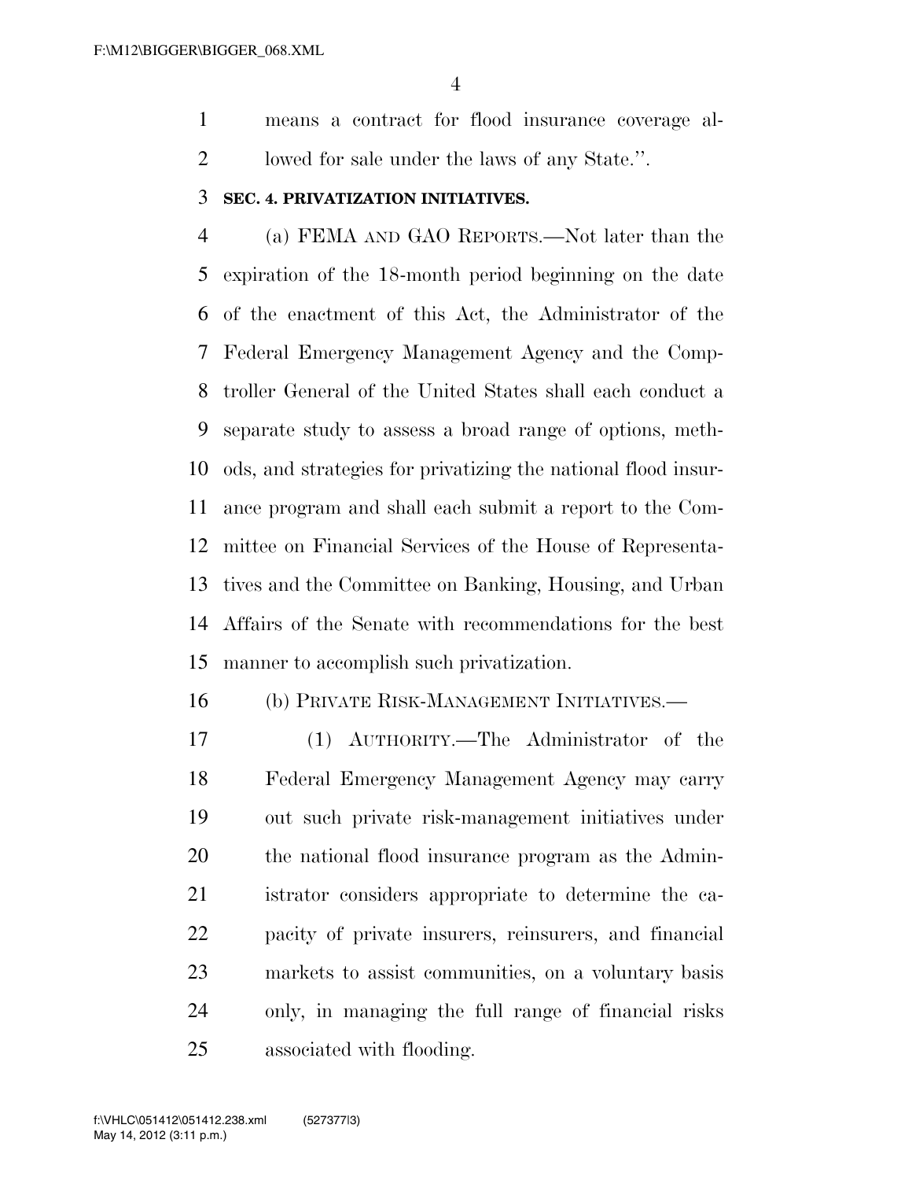means a contract for flood insurance coverage allowed for sale under the laws of any State.''.

**SEC. 4. PRIVATIZATION INITIATIVES.**

(a) FEMA AND GAO REPORTS.—Not later than the expiration of the 18-month period beginning on the date of the enactment of this Act, the Administrator of the Federal Emergency Management Agency and the Comptroller General of the United States shall each conduct a separate study to assess a broad range of options, methods, and strategies for privatizing the national flood insurance program and shall each submit a report to the Committee on Financial Services of the House of Representatives and the Committee on Banking, Housing, and Urban Affairs of the Senate with recommendations for the best manner to accomplish such privatization.

(b) PRIVATE RISK-MANAGEMENT INITIATIVES.—

(1) AUTHORITY.—The Administrator of the Federal Emergency Management Agency may carry out such private risk-management initiatives under the national flood insurance program as the Administrator considers appropriate to determine the capacity of private insurers, reinsurers, and financial markets to assist communities, on a voluntary basis only, in managing the full range of financial risks associated with flooding.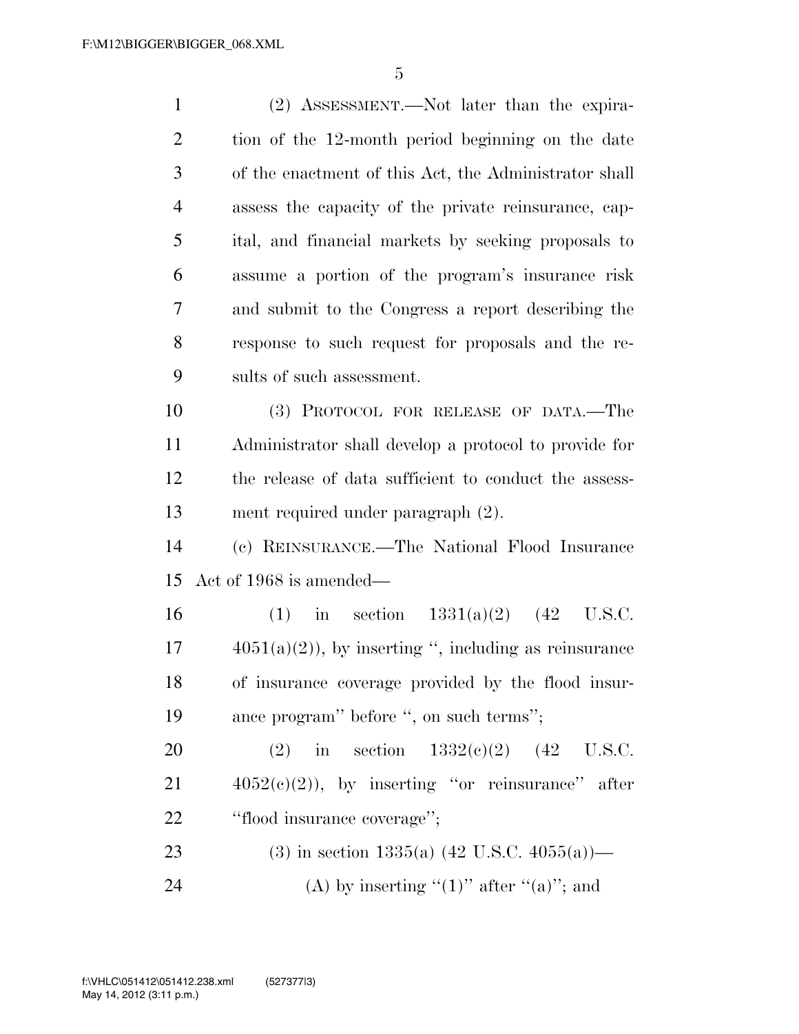(2) ASSESSMENT.—Not later than the expiration of the 12-month period beginning on the date of the enactment of this Act, the Administrator shall assess the capacity of the private reinsurance, capital, and financial markets by seeking proposals to assume a portion of the program's insurance risk and submit to the Congress a report describing the response to such request for proposals and the results of such assessment.

(3) PROTOCOL FOR RELEASE OF DATA.—The Administrator shall develop a protocol to provide for the release of data sufficient to conduct the assessment required under paragraph (2).

(c) REINSURANCE.—The National Flood Insurance Act of 1968 is amended—

(1) in section 1331(a)(2) (42 U.S.C. 4051(a)(2)), by inserting ", including as reinsurance of insurance coverage provided by the flood insurance program" before ", on such terms";

(2) in section 1332(c)(2) (42 U.S.C. 4052(c)(2)), by inserting "or reinsurance" after "flood insurance coverage";

(3) in section 1335(a) (42 U.S.C. 4055(a))—

(A) by inserting "(1)" after "(a)"; and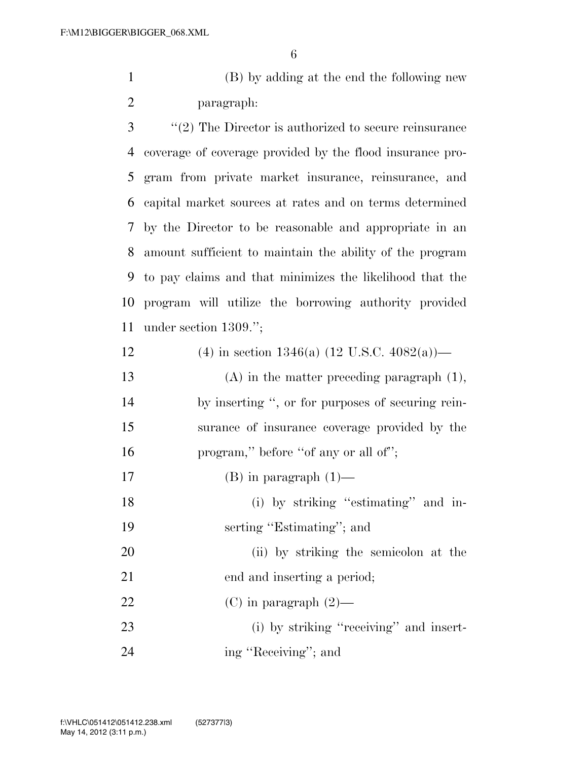(B) by adding at the end the following new paragraph:

''(2) The Director is authorized to secure reinsurance coverage of coverage provided by the flood insurance program from private market insurance, reinsurance, and capital market sources at rates and on terms determined by the Director to be reasonable and appropriate in an amount sufficient to maintain the ability of the program to pay claims and that minimizes the likelihood that the program will utilize the borrowing authority provided under section 1309.'';

(4) in section 1346(a) (12 U.S.C. 4082(a))—

(A) in the matter preceding paragraph (1), by inserting '', or for purposes of securing reinsurance of insurance coverage provided by the program,'' before ''of any or all of'';

(B) in paragraph (1)—

(i) by striking ''estimating'' and inserting ''Estimating''; and

(ii) by striking the semicolon at the end and inserting a period;

(C) in paragraph (2)—

(i) by striking ''receiving'' and inserting ''Receiving''; and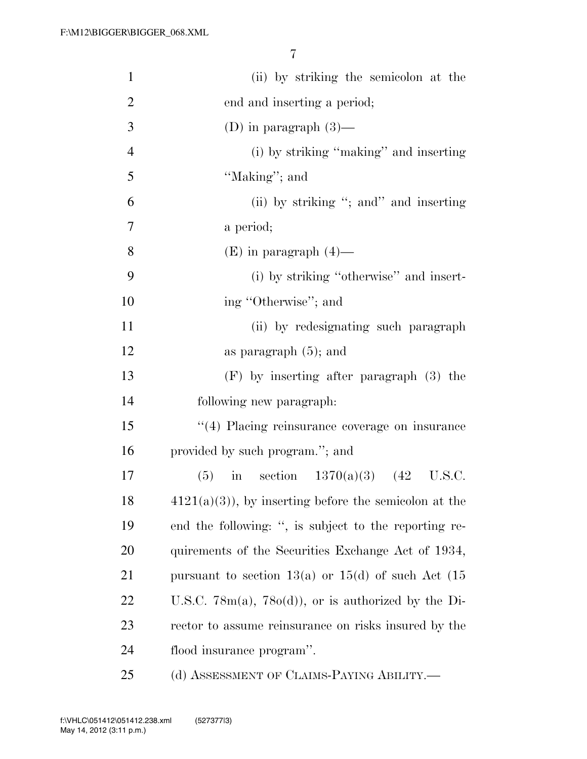(ii) by striking the semicolon at the end and inserting a period;

(D) in paragraph (3)—

(i) by striking ''making'' and inserting ''Making''; and

(ii) by striking ''; and'' and inserting a period;

(E) in paragraph (4)—

(i) by striking ''otherwise'' and inserting ''Otherwise''; and

(ii) by redesignating such paragraph as paragraph (5); and

(F) by inserting after paragraph (3) the following new paragraph:

''(4) Placing reinsurance coverage on insurance provided by such program.''; and

(5) in section 1370(a)(3) (42 U.S.C. 4121(a)(3)), by inserting before the semicolon at the end the following: '', is subject to the reporting requirements of the Securities Exchange Act of 1934, pursuant to section 13(a) or 15(d) of such Act (15 U.S.C. 78m(a), 78o(d)), or is authorized by the Director to assume reinsurance on risks insured by the flood insurance program''.

(d) ASSESSMENT OF CLAIMS-PAYING ABILITY.—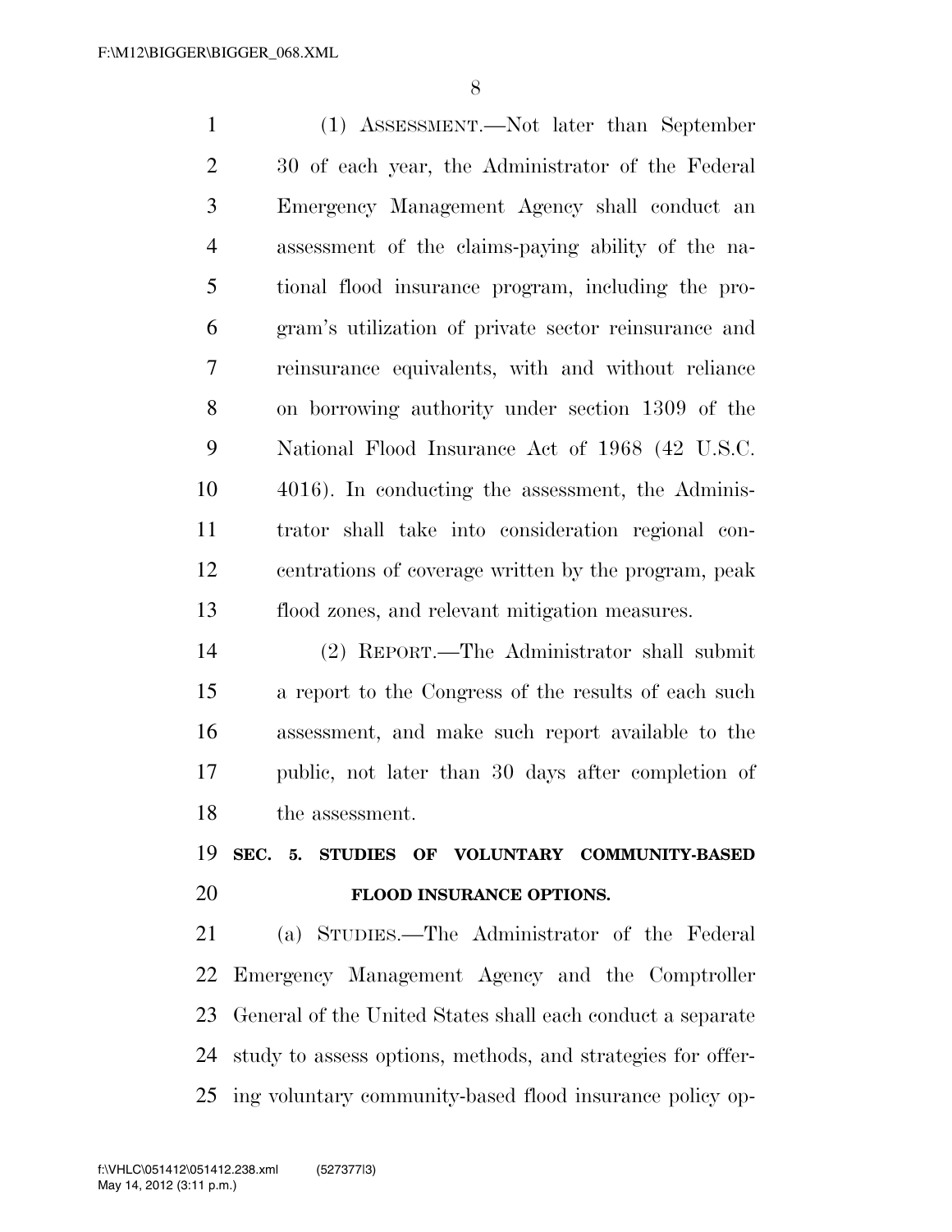(1) ASSESSMENT.—Not later than September 30 of each year, the Administrator of the Federal Emergency Management Agency shall conduct an assessment of the claims-paying ability of the national flood insurance program, including the program's utilization of private sector reinsurance and reinsurance equivalents, with and without reliance on borrowing authority under section 1309 of the National Flood Insurance Act of 1968 (42 U.S.C. 4016). In conducting the assessment, the Administrator shall take into consideration regional concentrations of coverage written by the program, peak flood zones, and relevant mitigation measures.

(2) REPORT.—The Administrator shall submit a report to the Congress of the results of each such assessment, and make such report available to the public, not later than 30 days after completion of the assessment.

## SEC. 5. STUDIES OF VOLUNTARY COMMUNITY-BASED FLOOD INSURANCE OPTIONS.

(a) STUDIES.—The Administrator of the Federal Emergency Management Agency and the Comptroller General of the United States shall each conduct a separate study to assess options, methods, and strategies for offering voluntary community-based flood insurance policy op-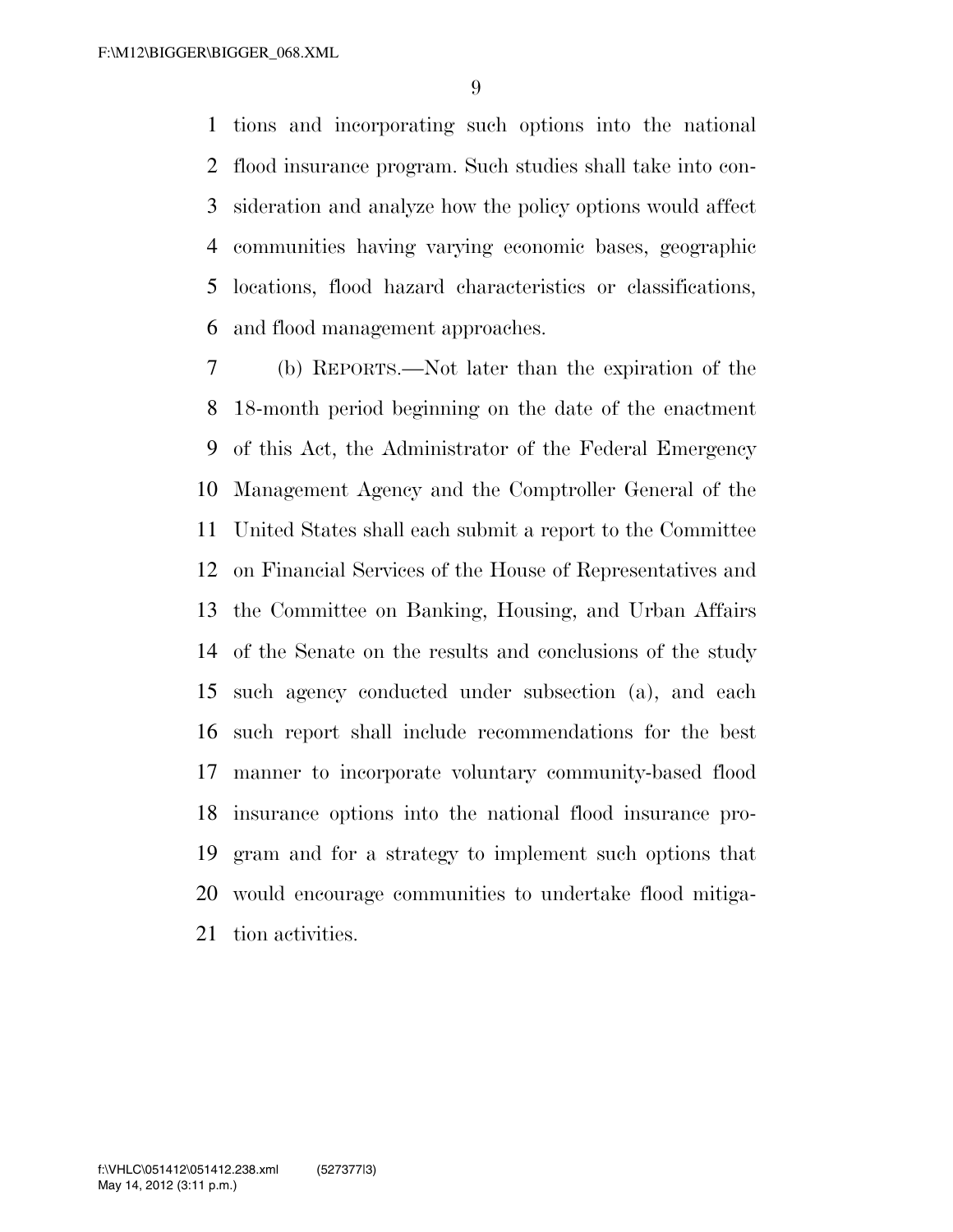tions and incorporating such options into the national flood insurance program. Such studies shall take into consideration and analyze how the policy options would affect communities having varying economic bases, geographic locations, flood hazard characteristics or classifications, and flood management approaches.

(b) REPORTS.—Not later than the expiration of the 18-month period beginning on the date of the enactment of this Act, the Administrator of the Federal Emergency Management Agency and the Comptroller General of the United States shall each submit a report to the Committee on Financial Services of the House of Representatives and the Committee on Banking, Housing, and Urban Affairs of the Senate on the results and conclusions of the study such agency conducted under subsection (a), and each such report shall include recommendations for the best manner to incorporate voluntary community-based flood insurance options into the national flood insurance program and for a strategy to implement such options that would encourage communities to undertake flood mitigation activities.